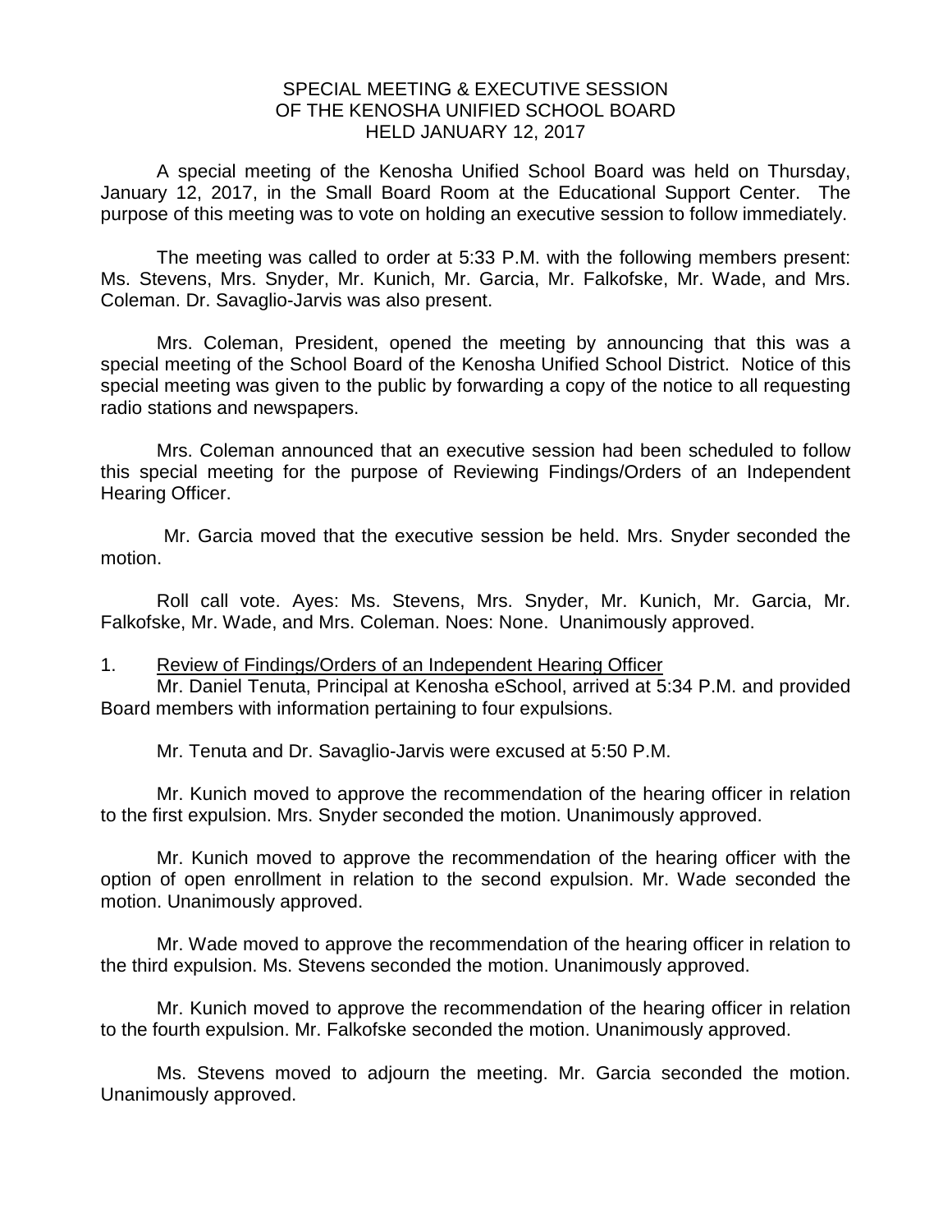# SPECIAL MEETING & EXECUTIVE SESSION OF THE KENOSHA UNIFIED SCHOOL BOARD HELD JANUARY 12, 2017

A special meeting of the Kenosha Unified School Board was held on Thursday, January 12, 2017, in the Small Board Room at the Educational Support Center. The purpose of this meeting was to vote on holding an executive session to follow immediately.

The meeting was called to order at 5:33 P.M. with the following members present: Ms. Stevens, Mrs. Snyder, Mr. Kunich, Mr. Garcia, Mr. Falkofske, Mr. Wade, and Mrs. Coleman. Dr. Savaglio-Jarvis was also present.

Mrs. Coleman, President, opened the meeting by announcing that this was a special meeting of the School Board of the Kenosha Unified School District. Notice of this special meeting was given to the public by forwarding a copy of the notice to all requesting radio stations and newspapers.

Mrs. Coleman announced that an executive session had been scheduled to follow this special meeting for the purpose of Reviewing Findings/Orders of an Independent Hearing Officer.

Mr. Garcia moved that the executive session be held. Mrs. Snyder seconded the motion.

Roll call vote. Ayes: Ms. Stevens, Mrs. Snyder, Mr. Kunich, Mr. Garcia, Mr. Falkofske, Mr. Wade, and Mrs. Coleman. Noes: None. Unanimously approved.

1. Review of Findings/Orders of an Independent Hearing Officer

Mr. Daniel Tenuta, Principal at Kenosha eSchool, arrived at 5:34 P.M. and provided Board members with information pertaining to four expulsions.

Mr. Tenuta and Dr. Savaglio-Jarvis were excused at 5:50 P.M.

Mr. Kunich moved to approve the recommendation of the hearing officer in relation to the first expulsion. Mrs. Snyder seconded the motion. Unanimously approved.

Mr. Kunich moved to approve the recommendation of the hearing officer with the option of open enrollment in relation to the second expulsion. Mr. Wade seconded the motion. Unanimously approved.

Mr. Wade moved to approve the recommendation of the hearing officer in relation to the third expulsion. Ms. Stevens seconded the motion. Unanimously approved.

Mr. Kunich moved to approve the recommendation of the hearing officer in relation to the fourth expulsion. Mr. Falkofske seconded the motion. Unanimously approved.

Ms. Stevens moved to adjourn the meeting. Mr. Garcia seconded the motion. Unanimously approved.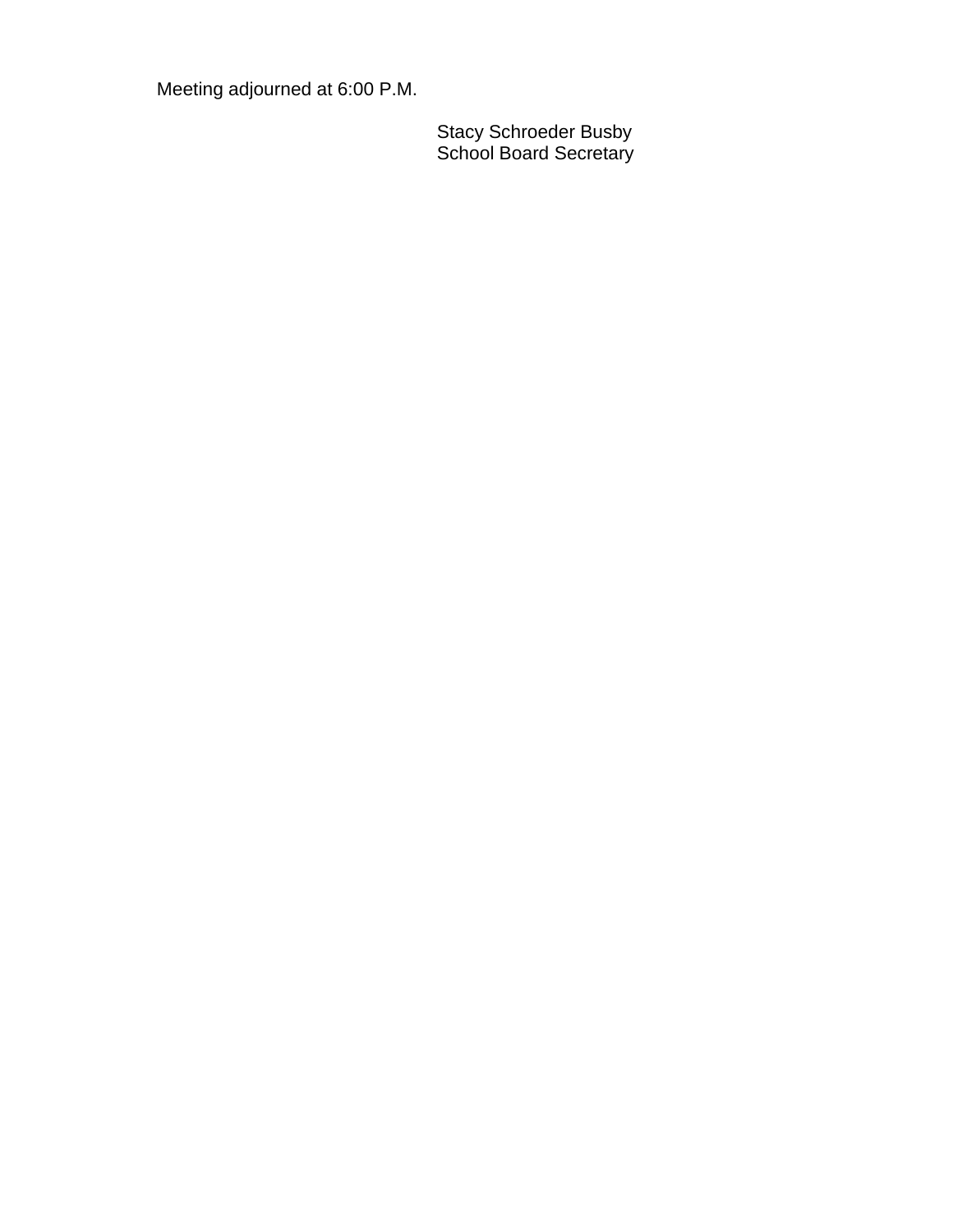Meeting adjourned at 6:00 P.M.

Stacy Schroeder Busby
School Board Secretary